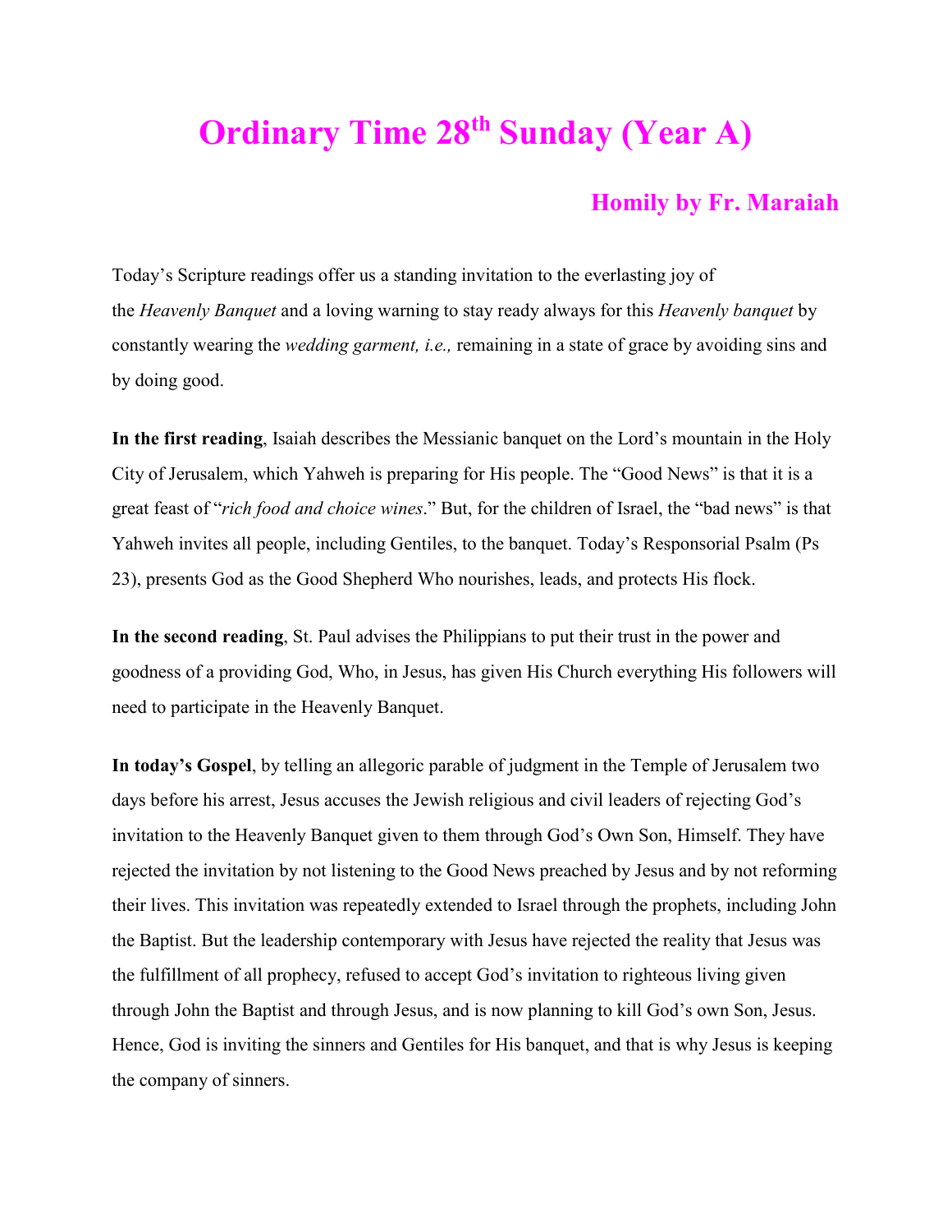# Ordinary Time 28th Sunday (Year A)

## Homily by Fr. Maraiah

Today's Scripture readings offer us a standing invitation to the everlasting joy of the *Heavenly Banquet* and a loving warning to stay ready always for this *Heavenly banquet* by constantly wearing the *wedding garment, i.e.,* remaining in a state of grace by avoiding sins and by doing good.

**In the first reading**, Isaiah describes the Messianic banquet on the Lord's mountain in the Holy City of Jerusalem, which Yahweh is preparing for His people. The "Good News" is that it is a great feast of "*rich food and choice wines*." But, for the children of Israel, the "bad news" is that Yahweh invites all people, including Gentiles, to the banquet. Today's Responsorial Psalm (Ps 23), presents God as the Good Shepherd Who nourishes, leads, and protects His flock.

**In the second reading**, St. Paul advises the Philippians to put their trust in the power and goodness of a providing God, Who, in Jesus, has given His Church everything His followers will need to participate in the Heavenly Banquet.

**In today's Gospel**, by telling an allegoric parable of judgment in the Temple of Jerusalem two days before his arrest, Jesus accuses the Jewish religious and civil leaders of rejecting God's invitation to the Heavenly Banquet given to them through God's Own Son, Himself. They have rejected the invitation by not listening to the Good News preached by Jesus and by not reforming their lives. This invitation was repeatedly extended to Israel through the prophets, including John the Baptist. But the leadership contemporary with Jesus have rejected the reality that Jesus was the fulfillment of all prophecy, refused to accept God's invitation to righteous living given through John the Baptist and through Jesus, and is now planning to kill God's own Son, Jesus. Hence, God is inviting the sinners and Gentiles for His banquet, and that is why Jesus is keeping the company of sinners.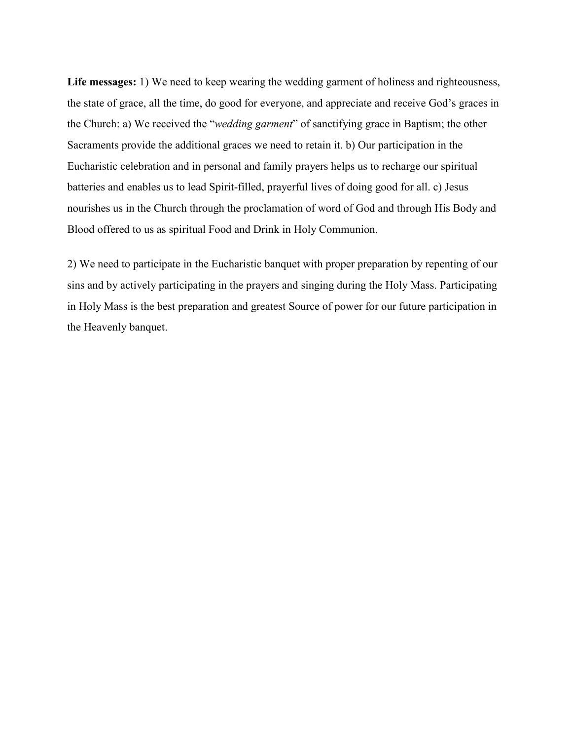**Life messages:** 1) We need to keep wearing the wedding garment of holiness and righteousness, the state of grace, all the time, do good for everyone, and appreciate and receive God's graces in the Church: a) We received the "*wedding garment*" of sanctifying grace in Baptism; the other Sacraments provide the additional graces we need to retain it. b) Our participation in the Eucharistic celebration and in personal and family prayers helps us to recharge our spiritual batteries and enables us to lead Spirit-filled, prayerful lives of doing good for all. c) Jesus nourishes us in the Church through the proclamation of word of God and through His Body and Blood offered to us as spiritual Food and Drink in Holy Communion.

2) We need to participate in the Eucharistic banquet with proper preparation by repenting of our sins and by actively participating in the prayers and singing during the Holy Mass. Participating in Holy Mass is the best preparation and greatest Source of power for our future participation in the Heavenly banquet.